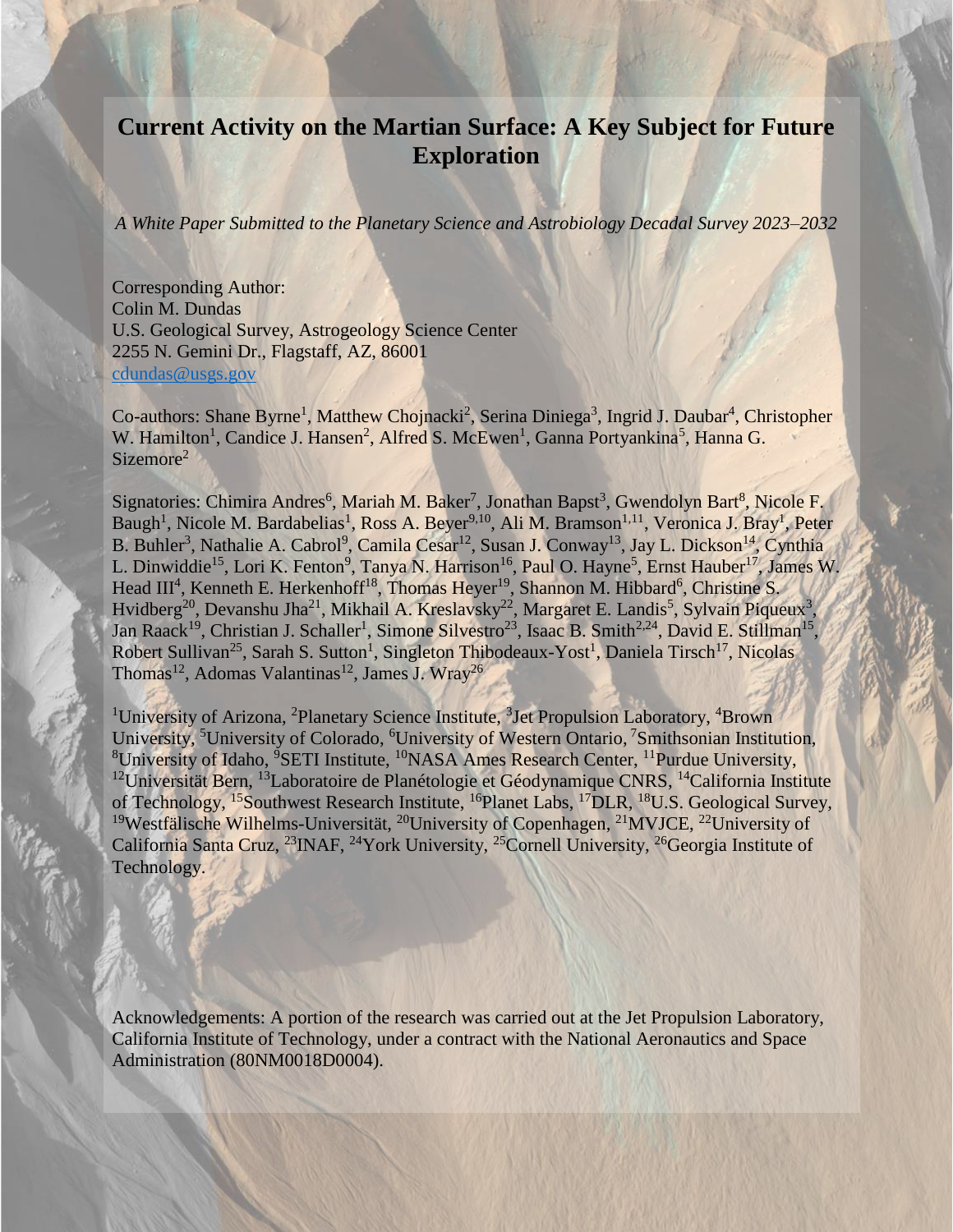# Current Activity on the Martian Surface: A Key Subject for Future Exploration

*A White Paper Submitted to the Planetary Science and Astrobiology Decadal Survey 2023–2032*

Corresponding Author:
Colin M. Dundas
U.S. Geological Survey, Astrogeology Science Center
2255 N. Gemini Dr., Flagstaff, AZ, 86001
cdundas@usgs.gov

Co-authors: Shane Byrne[1], Matthew Chojnacki[2], Serina Diniega[3], Ingrid J. Daubar[4], Christopher W. Hamilton[1], Candice J. Hansen[2], Alfred S. McEwen[1], Ganna Portyankina[5], Hanna G. Sizemore[2]

Signatories: Chimira Andres[6], Mariah M. Baker[7], Jonathan Bapst[3], Gwendolyn Bart[8], Nicole F. Baugh[1], Nicole M. Bardabelias[1], Ross A. Beyer[9,10], Ali M. Bramson[1,11], Veronica J. Bray[1], Peter B. Buhler[3], Nathalie A. Cabrol[9], Camila Cesar[12], Susan J. Conway[13], Jay L. Dickson[14], Cynthia L. Dinwiddie[15], Lori K. Fenton[9], Tanya N. Harrison[16], Paul O. Hayne[5], Ernst Hauber[17], James W. Head III[4], Kenneth E. Herkenhoff[18], Thomas Heyer[19], Shannon M. Hibbard[6], Christine S. Hvidberg[20], Devanshu Jha[21], Mikhail A. Kreslavsky[22], Margaret E. Landis[5], Sylvain Piqueux[3], Jan Raack[19], Christian J. Schaller[1], Simone Silvestro[23], Isaac B. Smith[2,24], David E. Stillman[15], Robert Sullivan[25], Sarah S. Sutton[1], Singleton Thibodeaux-Yost[1], Daniela Tirsch[17], Nicolas Thomas[12], Adomas Valantinas[12], James J. Wray[26]

[1]University of Arizona, [2]Planetary Science Institute, [3]Jet Propulsion Laboratory, [4]Brown University, [5]University of Colorado, [6]University of Western Ontario, [7]Smithsonian Institution, [8]University of Idaho, [9]SETI Institute, [10]NASA Ames Research Center, [11]Purdue University, [12]Universität Bern, [13]Laboratoire de Planétologie et Géodynamique CNRS, [14]California Institute of Technology, [15]Southwest Research Institute, [16]Planet Labs, [17]DLR, [18]U.S. Geological Survey, [19]Westfälische Wilhelms-Universität, [20]University of Copenhagen, [21]MVJCE, [22]University of California Santa Cruz, [23]INAF, [24]York University, [25]Cornell University, [26]Georgia Institute of Technology.

Acknowledgements: A portion of the research was carried out at the Jet Propulsion Laboratory, California Institute of Technology, under a contract with the National Aeronautics and Space Administration (80NM0018D0004).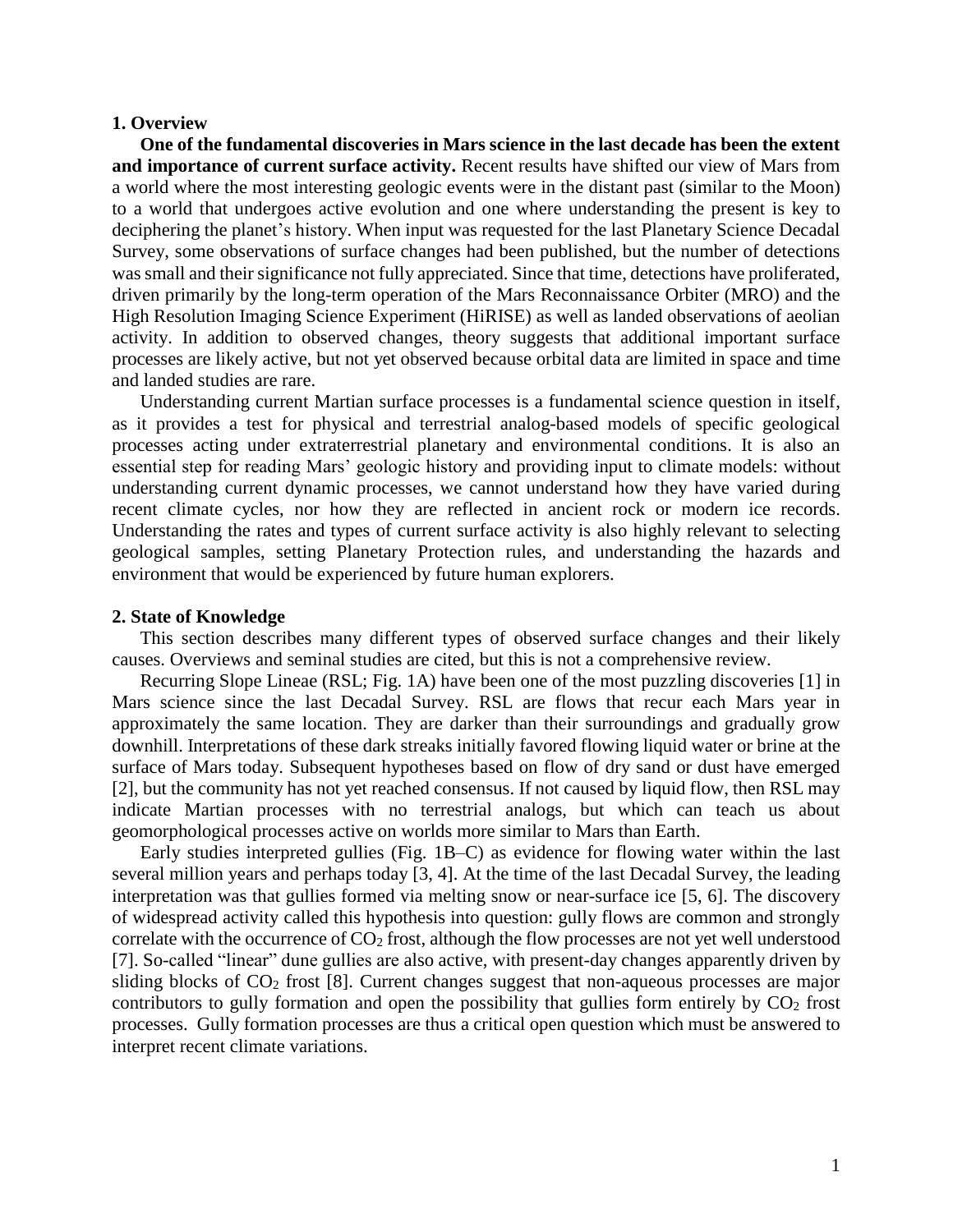## 1. Overview

**One of the fundamental discoveries in Mars science in the last decade has been the extent and importance of current surface activity.** Recent results have shifted our view of Mars from a world where the most interesting geologic events were in the distant past (similar to the Moon) to a world that undergoes active evolution and one where understanding the present is key to deciphering the planet's history. When input was requested for the last Planetary Science Decadal Survey, some observations of surface changes had been published, but the number of detections was small and their significance not fully appreciated. Since that time, detections have proliferated, driven primarily by the long-term operation of the Mars Reconnaissance Orbiter (MRO) and the High Resolution Imaging Science Experiment (HiRISE) as well as landed observations of aeolian activity. In addition to observed changes, theory suggests that additional important surface processes are likely active, but not yet observed because orbital data are limited in space and time and landed studies are rare.

Understanding current Martian surface processes is a fundamental science question in itself, as it provides a test for physical and terrestrial analog-based models of specific geological processes acting under extraterrestrial planetary and environmental conditions. It is also an essential step for reading Mars' geologic history and providing input to climate models: without understanding current dynamic processes, we cannot understand how they have varied during recent climate cycles, nor how they are reflected in ancient rock or modern ice records. Understanding the rates and types of current surface activity is also highly relevant to selecting geological samples, setting Planetary Protection rules, and understanding the hazards and environment that would be experienced by future human explorers.

## 2. State of Knowledge

This section describes many different types of observed surface changes and their likely causes. Overviews and seminal studies are cited, but this is not a comprehensive review.

Recurring Slope Lineae (RSL; Fig. 1A) have been one of the most puzzling discoveries [1] in Mars science since the last Decadal Survey. RSL are flows that recur each Mars year in approximately the same location. They are darker than their surroundings and gradually grow downhill. Interpretations of these dark streaks initially favored flowing liquid water or brine at the surface of Mars today. Subsequent hypotheses based on flow of dry sand or dust have emerged [2], but the community has not yet reached consensus. If not caused by liquid flow, then RSL may indicate Martian processes with no terrestrial analogs, but which can teach us about geomorphological processes active on worlds more similar to Mars than Earth.

Early studies interpreted gullies (Fig. 1B–C) as evidence for flowing water within the last several million years and perhaps today [3, 4]. At the time of the last Decadal Survey, the leading interpretation was that gullies formed via melting snow or near-surface ice [5, 6]. The discovery of widespread activity called this hypothesis into question: gully flows are common and strongly correlate with the occurrence of $CO_2$ frost, although the flow processes are not yet well understood [7]. So-called "linear" dune gullies are also active, with present-day changes apparently driven by sliding blocks of $CO_2$ frost [8]. Current changes suggest that non-aqueous processes are major contributors to gully formation and open the possibility that gullies form entirely by $CO_2$ frost processes. Gully formation processes are thus a critical open question which must be answered to interpret recent climate variations.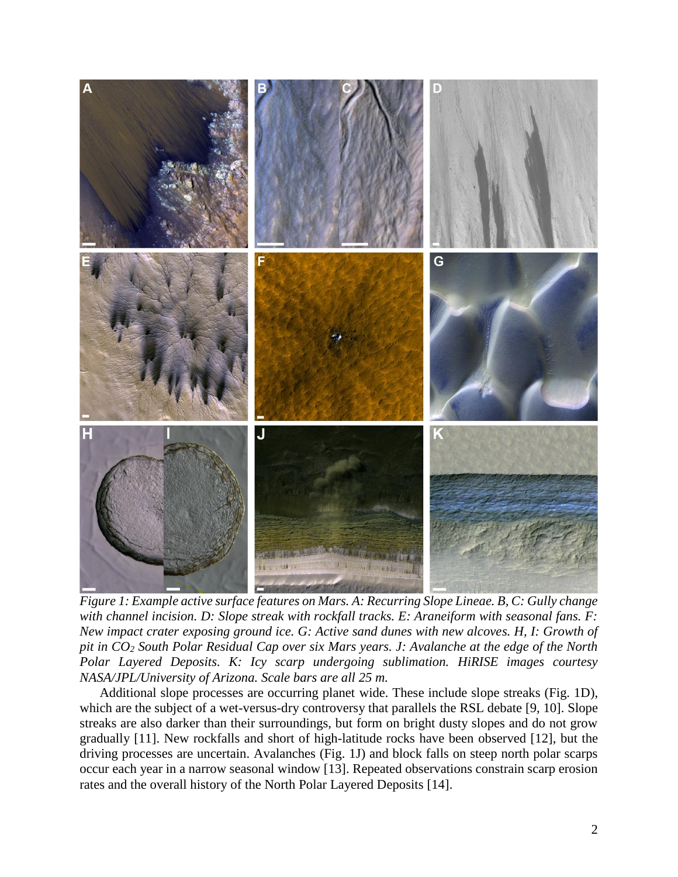*Figure 1: Example active surface features on Mars. A: Recurring Slope Lineae. B, C: Gully change with channel incision. D: Slope streak with rockfall tracks. E: Araneiform with seasonal fans. F: New impact crater exposing ground ice. G: Active sand dunes with new alcoves. H, I: Growth of pit in $CO_2$ South Polar Residual Cap over six Mars years. J: Avalanche at the edge of the North Polar Layered Deposits. K: Icy scarp undergoing sublimation. HiRISE images courtesy NASA/JPL/University of Arizona. Scale bars are all 25 m.*

Additional slope processes are occurring planet wide. These include slope streaks (Fig. 1D), which are the subject of a wet-versus-dry controversy that parallels the RSL debate [9, 10]. Slope streaks are also darker than their surroundings, but form on bright dusty slopes and do not grow gradually [11]. New rockfalls and short of high-latitude rocks have been observed [12], but the driving processes are uncertain. Avalanches (Fig. 1J) and block falls on steep north polar scarps occur each year in a narrow seasonal window [13]. Repeated observations constrain scarp erosion rates and the overall history of the North Polar Layered Deposits [14].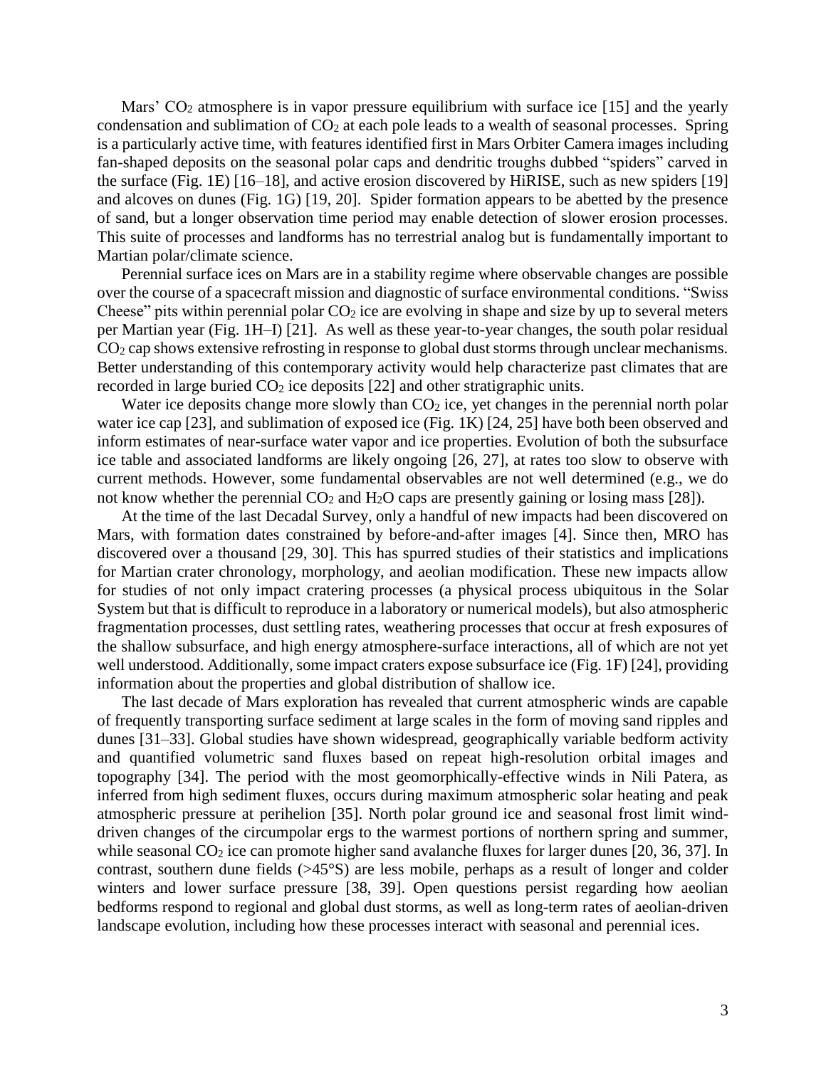Mars' $CO_2$ atmosphere is in vapor pressure equilibrium with surface ice [15] and the yearly condensation and sublimation of $CO_2$ at each pole leads to a wealth of seasonal processes. Spring is a particularly active time, with features identified first in Mars Orbiter Camera images including fan-shaped deposits on the seasonal polar caps and dendritic troughs dubbed "spiders" carved in the surface (Fig. 1E) [16–18], and active erosion discovered by HiRISE, such as new spiders [19] and alcoves on dunes (Fig. 1G) [19, 20]. Spider formation appears to be abetted by the presence of sand, but a longer observation time period may enable detection of slower erosion processes. This suite of processes and landforms has no terrestrial analog but is fundamentally important to Martian polar/climate science.

Perennial surface ices on Mars are in a stability regime where observable changes are possible over the course of a spacecraft mission and diagnostic of surface environmental conditions. "Swiss Cheese" pits within perennial polar $CO_2$ ice are evolving in shape and size by up to several meters per Martian year (Fig. 1H–I) [21]. As well as these year-to-year changes, the south polar residual $CO_2$ cap shows extensive refrosting in response to global dust storms through unclear mechanisms. Better understanding of this contemporary activity would help characterize past climates that are recorded in large buried $CO_2$ ice deposits [22] and other stratigraphic units.

Water ice deposits change more slowly than $CO_2$ ice, yet changes in the perennial north polar water ice cap [23], and sublimation of exposed ice (Fig. 1K) [24, 25] have both been observed and inform estimates of near-surface water vapor and ice properties. Evolution of both the subsurface ice table and associated landforms are likely ongoing [26, 27], at rates too slow to observe with current methods. However, some fundamental observables are not well determined (e.g., we do not know whether the perennial $CO_2$ and $H_2O$ caps are presently gaining or losing mass [28]).

At the time of the last Decadal Survey, only a handful of new impacts had been discovered on Mars, with formation dates constrained by before-and-after images [4]. Since then, MRO has discovered over a thousand [29, 30]. This has spurred studies of their statistics and implications for Martian crater chronology, morphology, and aeolian modification. These new impacts allow for studies of not only impact cratering processes (a physical process ubiquitous in the Solar System but that is difficult to reproduce in a laboratory or numerical models), but also atmospheric fragmentation processes, dust settling rates, weathering processes that occur at fresh exposures of the shallow subsurface, and high energy atmosphere-surface interactions, all of which are not yet well understood. Additionally, some impact craters expose subsurface ice (Fig. 1F) [24], providing information about the properties and global distribution of shallow ice.

The last decade of Mars exploration has revealed that current atmospheric winds are capable of frequently transporting surface sediment at large scales in the form of moving sand ripples and dunes [31–33]. Global studies have shown widespread, geographically variable bedform activity and quantified volumetric sand fluxes based on repeat high-resolution orbital images and topography [34]. The period with the most geomorphically-effective winds in Nili Patera, as inferred from high sediment fluxes, occurs during maximum atmospheric solar heating and peak atmospheric pressure at perihelion [35]. North polar ground ice and seasonal frost limit wind-driven changes of the circumpolar ergs to the warmest portions of northern spring and summer, while seasonal $CO_2$ ice can promote higher sand avalanche fluxes for larger dunes [20, 36, 37]. In contrast, southern dune fields (>45°S) are less mobile, perhaps as a result of longer and colder winters and lower surface pressure [38, 39]. Open questions persist regarding how aeolian bedforms respond to regional and global dust storms, as well as long-term rates of aeolian-driven landscape evolution, including how these processes interact with seasonal and perennial ices.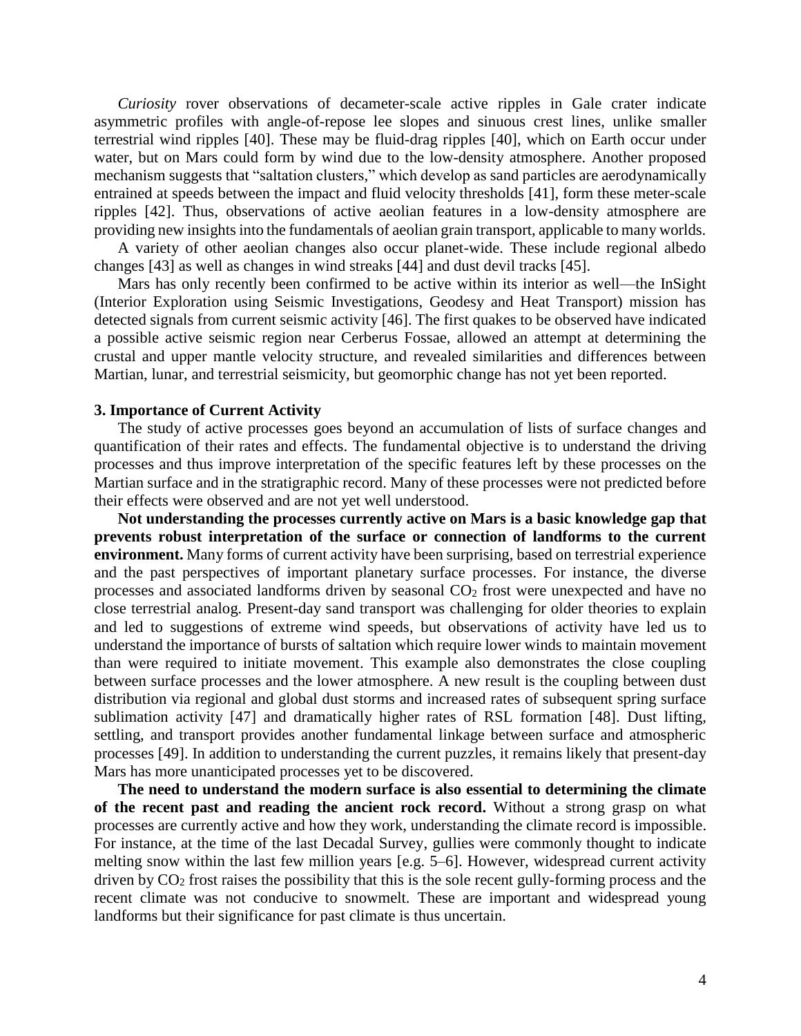*Curiosity* rover observations of decameter-scale active ripples in Gale crater indicate asymmetric profiles with angle-of-repose lee slopes and sinuous crest lines, unlike smaller terrestrial wind ripples [40]. These may be fluid-drag ripples [40], which on Earth occur under water, but on Mars could form by wind due to the low-density atmosphere. Another proposed mechanism suggests that "saltation clusters," which develop as sand particles are aerodynamically entrained at speeds between the impact and fluid velocity thresholds [41], form these meter-scale ripples [42]. Thus, observations of active aeolian features in a low-density atmosphere are providing new insights into the fundamentals of aeolian grain transport, applicable to many worlds.

A variety of other aeolian changes also occur planet-wide. These include regional albedo changes [43] as well as changes in wind streaks [44] and dust devil tracks [45].

Mars has only recently been confirmed to be active within its interior as well—the InSight (Interior Exploration using Seismic Investigations, Geodesy and Heat Transport) mission has detected signals from current seismic activity [46]. The first quakes to be observed have indicated a possible active seismic region near Cerberus Fossae, allowed an attempt at determining the crustal and upper mantle velocity structure, and revealed similarities and differences between Martian, lunar, and terrestrial seismicity, but geomorphic change has not yet been reported.

### 3. Importance of Current Activity

The study of active processes goes beyond an accumulation of lists of surface changes and quantification of their rates and effects. The fundamental objective is to understand the driving processes and thus improve interpretation of the specific features left by these processes on the Martian surface and in the stratigraphic record. Many of these processes were not predicted before their effects were observed and are not yet well understood.

**Not understanding the processes currently active on Mars is a basic knowledge gap that prevents robust interpretation of the surface or connection of landforms to the current environment.** Many forms of current activity have been surprising, based on terrestrial experience and the past perspectives of important planetary surface processes. For instance, the diverse processes and associated landforms driven by seasonal $CO_2$ frost were unexpected and have no close terrestrial analog. Present-day sand transport was challenging for older theories to explain and led to suggestions of extreme wind speeds, but observations of activity have led us to understand the importance of bursts of saltation which require lower winds to maintain movement than were required to initiate movement. This example also demonstrates the close coupling between surface processes and the lower atmosphere. A new result is the coupling between dust distribution via regional and global dust storms and increased rates of subsequent spring surface sublimation activity [47] and dramatically higher rates of RSL formation [48]. Dust lifting, settling, and transport provides another fundamental linkage between surface and atmospheric processes [49]. In addition to understanding the current puzzles, it remains likely that present-day Mars has more unanticipated processes yet to be discovered.

**The need to understand the modern surface is also essential to determining the climate of the recent past and reading the ancient rock record.** Without a strong grasp on what processes are currently active and how they work, understanding the climate record is impossible. For instance, at the time of the last Decadal Survey, gullies were commonly thought to indicate melting snow within the last few million years [e.g. 5–6]. However, widespread current activity driven by $CO_2$ frost raises the possibility that this is the sole recent gully-forming process and the recent climate was not conducive to snowmelt. These are important and widespread young landforms but their significance for past climate is thus uncertain.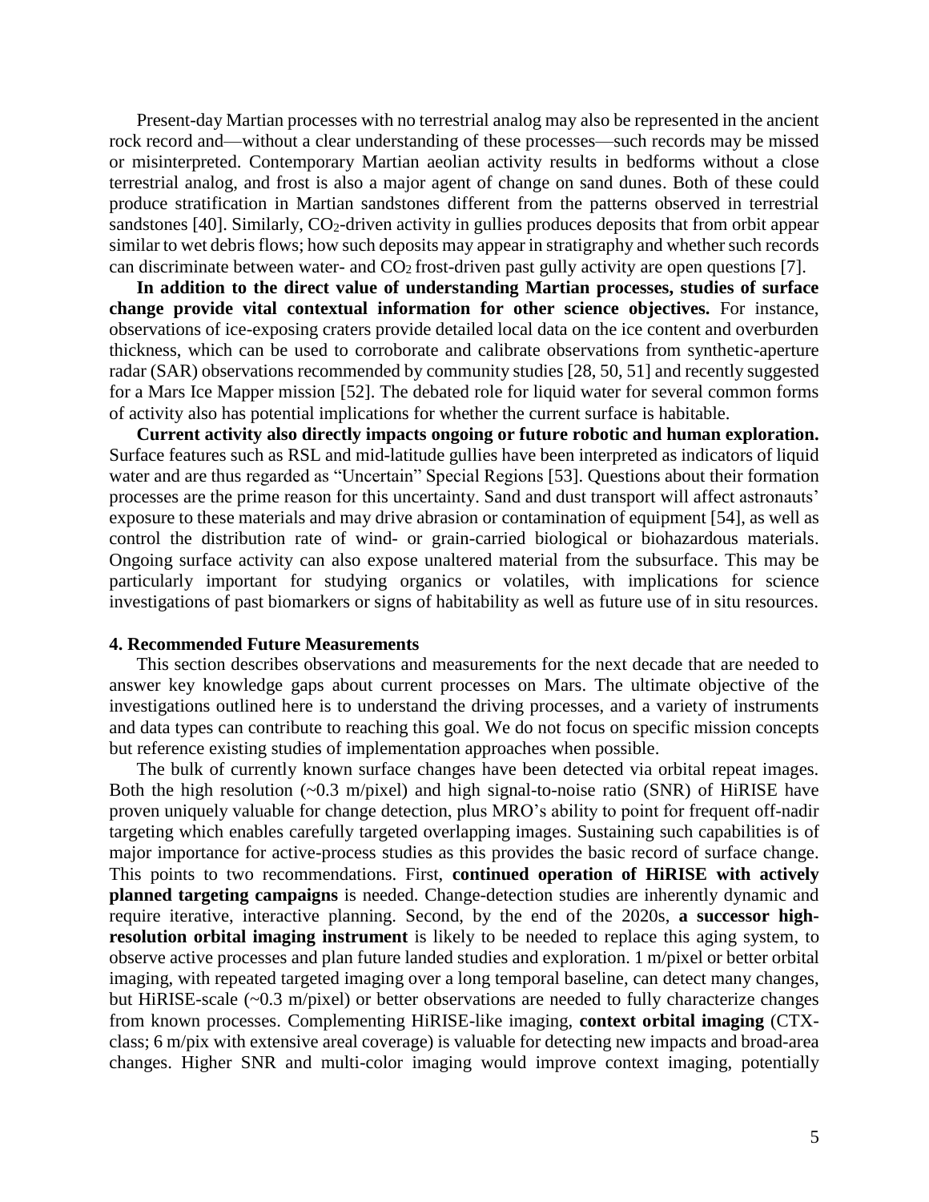Present-day Martian processes with no terrestrial analog may also be represented in the ancient rock record and—without a clear understanding of these processes—such records may be missed or misinterpreted. Contemporary Martian aeolian activity results in bedforms without a close terrestrial analog, and frost is also a major agent of change on sand dunes. Both of these could produce stratification in Martian sandstones different from the patterns observed in terrestrial sandstones [40]. Similarly, $CO_2$-driven activity in gullies produces deposits that from orbit appear similar to wet debris flows; how such deposits may appear in stratigraphy and whether such records can discriminate between water- and $CO_2$ frost-driven past gully activity are open questions [7].

**In addition to the direct value of understanding Martian processes, studies of surface change provide vital contextual information for other science objectives.** For instance, observations of ice-exposing craters provide detailed local data on the ice content and overburden thickness, which can be used to corroborate and calibrate observations from synthetic-aperture radar (SAR) observations recommended by community studies [28, 50, 51] and recently suggested for a Mars Ice Mapper mission [52]. The debated role for liquid water for several common forms of activity also has potential implications for whether the current surface is habitable.

**Current activity also directly impacts ongoing or future robotic and human exploration.** Surface features such as RSL and mid-latitude gullies have been interpreted as indicators of liquid water and are thus regarded as "Uncertain" Special Regions [53]. Questions about their formation processes are the prime reason for this uncertainty. Sand and dust transport will affect astronauts' exposure to these materials and may drive abrasion or contamination of equipment [54], as well as control the distribution rate of wind- or grain-carried biological or biohazardous materials. Ongoing surface activity can also expose unaltered material from the subsurface. This may be particularly important for studying organics or volatiles, with implications for science investigations of past biomarkers or signs of habitability as well as future use of in situ resources.

## 4. Recommended Future Measurements

This section describes observations and measurements for the next decade that are needed to answer key knowledge gaps about current processes on Mars. The ultimate objective of the investigations outlined here is to understand the driving processes, and a variety of instruments and data types can contribute to reaching this goal. We do not focus on specific mission concepts but reference existing studies of implementation approaches when possible.

The bulk of currently known surface changes have been detected via orbital repeat images. Both the high resolution (~0.3 m/pixel) and high signal-to-noise ratio (SNR) of HiRISE have proven uniquely valuable for change detection, plus MRO's ability to point for frequent off-nadir targeting which enables carefully targeted overlapping images. Sustaining such capabilities is of major importance for active-process studies as this provides the basic record of surface change. This points to two recommendations. First, **continued operation of HiRISE with actively planned targeting campaigns** is needed. Change-detection studies are inherently dynamic and require iterative, interactive planning. Second, by the end of the 2020s, **a successor high-resolution orbital imaging instrument** is likely to be needed to replace this aging system, to observe active processes and plan future landed studies and exploration. 1 m/pixel or better orbital imaging, with repeated targeted imaging over a long temporal baseline, can detect many changes, but HiRISE-scale (~0.3 m/pixel) or better observations are needed to fully characterize changes from known processes. Complementing HiRISE-like imaging, **context orbital imaging** (CTX-class; 6 m/pix with extensive areal coverage) is valuable for detecting new impacts and broad-area changes. Higher SNR and multi-color imaging would improve context imaging, potentially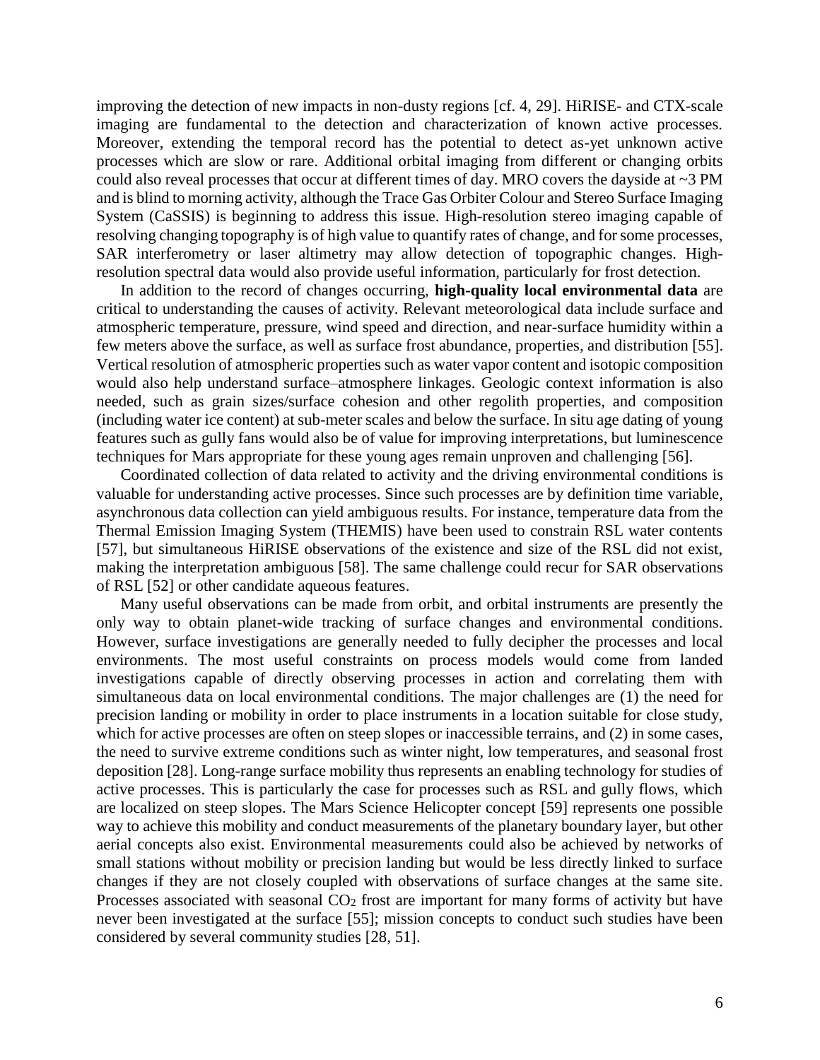improving the detection of new impacts in non-dusty regions [cf. 4, 29]. HiRISE- and CTX-scale imaging are fundamental to the detection and characterization of known active processes. Moreover, extending the temporal record has the potential to detect as-yet unknown active processes which are slow or rare. Additional orbital imaging from different or changing orbits could also reveal processes that occur at different times of day. MRO covers the dayside at ~3 PM and is blind to morning activity, although the Trace Gas Orbiter Colour and Stereo Surface Imaging System (CaSSIS) is beginning to address this issue. High-resolution stereo imaging capable of resolving changing topography is of high value to quantify rates of change, and for some processes, SAR interferometry or laser altimetry may allow detection of topographic changes. High-resolution spectral data would also provide useful information, particularly for frost detection.

In addition to the record of changes occurring, **high-quality local environmental data** are critical to understanding the causes of activity. Relevant meteorological data include surface and atmospheric temperature, pressure, wind speed and direction, and near-surface humidity within a few meters above the surface, as well as surface frost abundance, properties, and distribution [55]. Vertical resolution of atmospheric properties such as water vapor content and isotopic composition would also help understand surface–atmosphere linkages. Geologic context information is also needed, such as grain sizes/surface cohesion and other regolith properties, and composition (including water ice content) at sub-meter scales and below the surface. In situ age dating of young features such as gully fans would also be of value for improving interpretations, but luminescence techniques for Mars appropriate for these young ages remain unproven and challenging [56].

Coordinated collection of data related to activity and the driving environmental conditions is valuable for understanding active processes. Since such processes are by definition time variable, asynchronous data collection can yield ambiguous results. For instance, temperature data from the Thermal Emission Imaging System (THEMIS) have been used to constrain RSL water contents [57], but simultaneous HiRISE observations of the existence and size of the RSL did not exist, making the interpretation ambiguous [58]. The same challenge could recur for SAR observations of RSL [52] or other candidate aqueous features.

Many useful observations can be made from orbit, and orbital instruments are presently the only way to obtain planet-wide tracking of surface changes and environmental conditions. However, surface investigations are generally needed to fully decipher the processes and local environments. The most useful constraints on process models would come from landed investigations capable of directly observing processes in action and correlating them with simultaneous data on local environmental conditions. The major challenges are (1) the need for precision landing or mobility in order to place instruments in a location suitable for close study, which for active processes are often on steep slopes or inaccessible terrains, and (2) in some cases, the need to survive extreme conditions such as winter night, low temperatures, and seasonal frost deposition [28]. Long-range surface mobility thus represents an enabling technology for studies of active processes. This is particularly the case for processes such as RSL and gully flows, which are localized on steep slopes. The Mars Science Helicopter concept [59] represents one possible way to achieve this mobility and conduct measurements of the planetary boundary layer, but other aerial concepts also exist. Environmental measurements could also be achieved by networks of small stations without mobility or precision landing but would be less directly linked to surface changes if they are not closely coupled with observations of surface changes at the same site. Processes associated with seasonal $CO_2$ frost are important for many forms of activity but have never been investigated at the surface [55]; mission concepts to conduct such studies have been considered by several community studies [28, 51].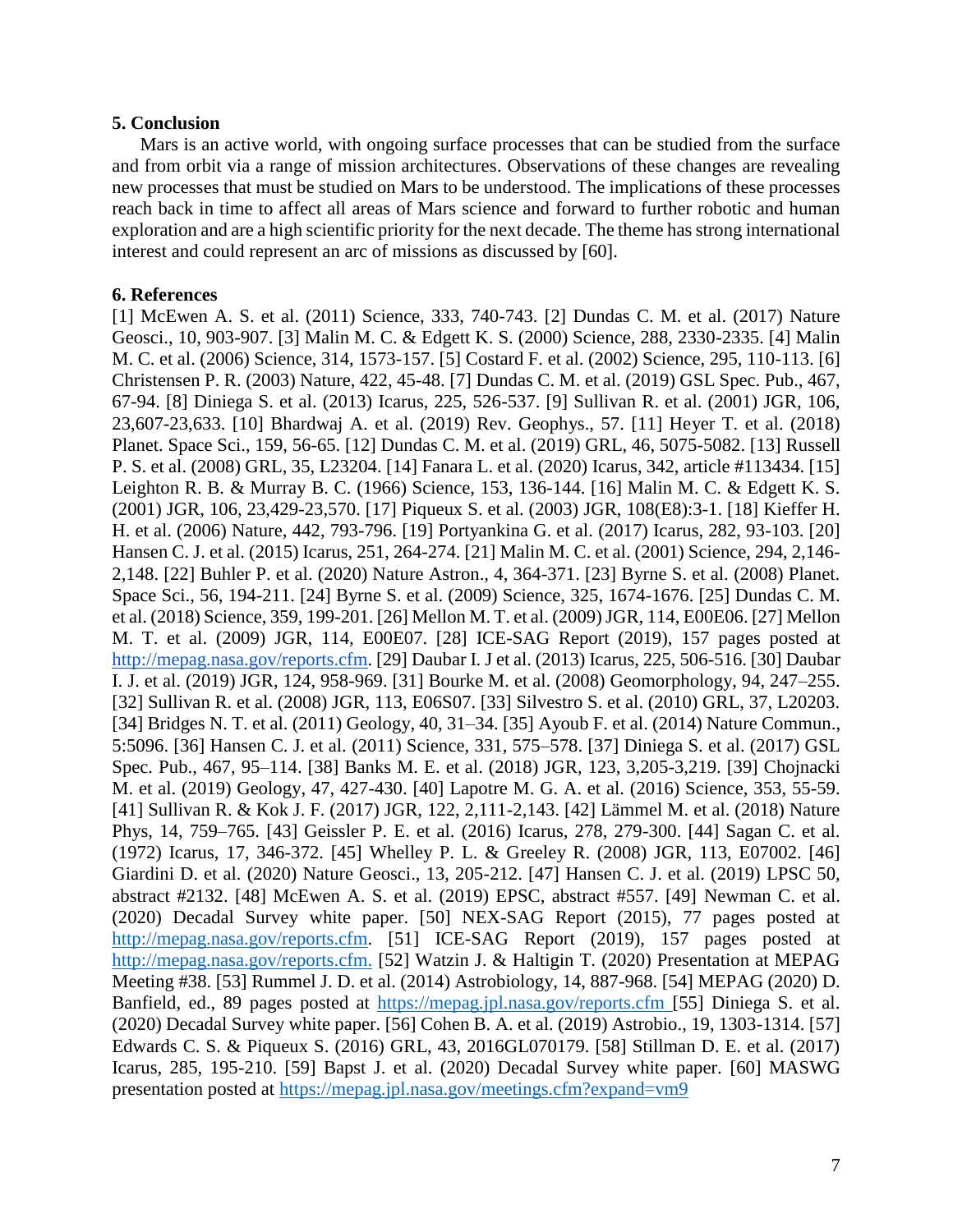## 5. Conclusion

Mars is an active world, with ongoing surface processes that can be studied from the surface and from orbit via a range of mission architectures. Observations of these changes are revealing new processes that must be studied on Mars to be understood. The implications of these processes reach back in time to affect all areas of Mars science and forward to further robotic and human exploration and are a high scientific priority for the next decade. The theme has strong international interest and could represent an arc of missions as discussed by [60].

## 6. References

[1] McEwen A. S. et al. (2011) Science, 333, 740-743. [2] Dundas C. M. et al. (2017) Nature Geosci., 10, 903-907. [3] Malin M. C. & Edgett K. S. (2000) Science, 288, 2330-2335. [4] Malin M. C. et al. (2006) Science, 314, 1573-157. [5] Costard F. et al. (2002) Science, 295, 110-113. [6] Christensen P. R. (2003) Nature, 422, 45-48. [7] Dundas C. M. et al. (2019) GSL Spec. Pub., 467, 67-94. [8] Diniega S. et al. (2013) Icarus, 225, 526-537. [9] Sullivan R. et al. (2001) JGR, 106, 23,607-23,633. [10] Bhardwaj A. et al. (2019) Rev. Geophys., 57. [11] Heyer T. et al. (2018) Planet. Space Sci., 159, 56-65. [12] Dundas C. M. et al. (2019) GRL, 46, 5075-5082. [13] Russell P. S. et al. (2008) GRL, 35, L23204. [14] Fanara L. et al. (2020) Icarus, 342, article #113434. [15] Leighton R. B. & Murray B. C. (1966) Science, 153, 136-144. [16] Malin M. C. & Edgett K. S. (2001) JGR, 106, 23,429-23,570. [17] Piqueux S. et al. (2003) JGR, 108(E8):3-1. [18] Kieffer H. H. et al. (2006) Nature, 442, 793-796. [19] Portyankina G. et al. (2017) Icarus, 282, 93-103. [20] Hansen C. J. et al. (2015) Icarus, 251, 264-274. [21] Malin M. C. et al. (2001) Science, 294, 2,146-2,148. [22] Buhler P. et al. (2020) Nature Astron., 4, 364-371. [23] Byrne S. et al. (2008) Planet. Space Sci., 56, 194-211. [24] Byrne S. et al. (2009) Science, 325, 1674-1676. [25] Dundas C. M. et al. (2018) Science, 359, 199-201. [26] Mellon M. T. et al. (2009) JGR, 114, E00E06. [27] Mellon M. T. et al. (2009) JGR, 114, E00E07. [28] ICE-SAG Report (2019), 157 pages posted at http://mepag.nasa.gov/reports.cfm. [29] Daubar I. J et al. (2013) Icarus, 225, 506-516. [30] Daubar I. J. et al. (2019) JGR, 124, 958-969. [31] Bourke M. et al. (2008) Geomorphology, 94, 247–255. [32] Sullivan R. et al. (2008) JGR, 113, E06S07. [33] Silvestro S. et al. (2010) GRL, 37, L20203. [34] Bridges N. T. et al. (2011) Geology, 40, 31–34. [35] Ayoub F. et al. (2014) Nature Commun., 5:5096. [36] Hansen C. J. et al. (2011) Science, 331, 575–578. [37] Diniega S. et al. (2017) GSL Spec. Pub., 467, 95–114. [38] Banks M. E. et al. (2018) JGR, 123, 3,205-3,219. [39] Chojnacki M. et al. (2019) Geology, 47, 427-430. [40] Lapotre M. G. A. et al. (2016) Science, 353, 55-59. [41] Sullivan R. & Kok J. F. (2017) JGR, 122, 2,111-2,143. [42] Lämmel M. et al. (2018) Nature Phys, 14, 759–765. [43] Geissler P. E. et al. (2016) Icarus, 278, 279-300. [44] Sagan C. et al. (1972) Icarus, 17, 346-372. [45] Whelley P. L. & Greeley R. (2008) JGR, 113, E07002. [46] Giardini D. et al. (2020) Nature Geosci., 13, 205-212. [47] Hansen C. J. et al. (2019) LPSC 50, abstract #2132. [48] McEwen A. S. et al. (2019) EPSC, abstract #557. [49] Newman C. et al. (2020) Decadal Survey white paper. [50] NEX-SAG Report (2015), 77 pages posted at http://mepag.nasa.gov/reports.cfm. [51] ICE-SAG Report (2019), 157 pages posted at http://mepag.nasa.gov/reports.cfm. [52] Watzin J. & Haltigin T. (2020) Presentation at MEPAG Meeting #38. [53] Rummel J. D. et al. (2014) Astrobiology, 14, 887-968. [54] MEPAG (2020) D. Banfield, ed., 89 pages posted at https://mepag.jpl.nasa.gov/reports.cfm [55] Diniega S. et al. (2020) Decadal Survey white paper. [56] Cohen B. A. et al. (2019) Astrobio., 19, 1303-1314. [57] Edwards C. S. & Piqueux S. (2016) GRL, 43, 2016GL070179. [58] Stillman D. E. et al. (2017) Icarus, 285, 195-210. [59] Bapst J. et al. (2020) Decadal Survey white paper. [60] MASWG presentation posted at https://mepag.jpl.nasa.gov/meetings.cfm?expand=vm9